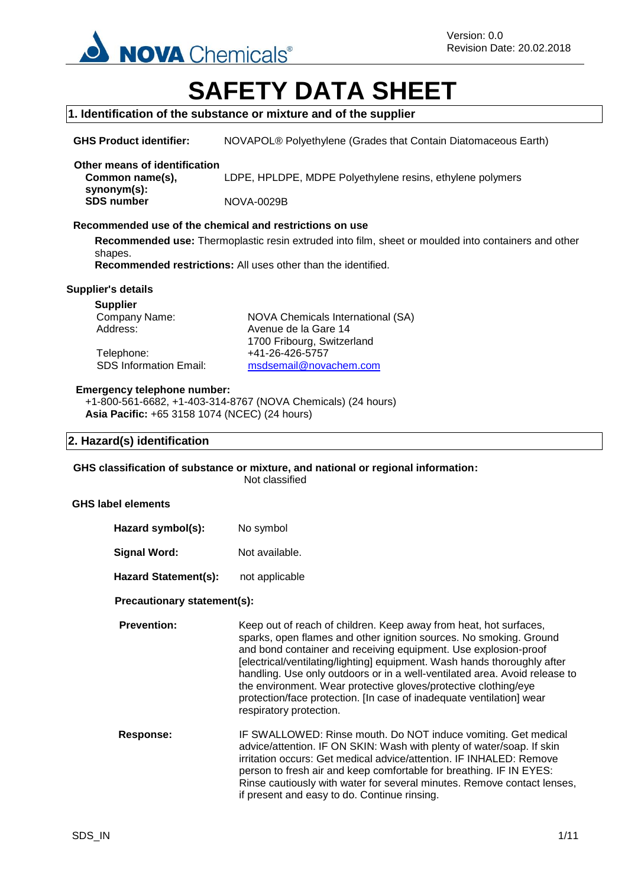NOVA Chemicals®

Version: 0.0
Revision Date: 20.02.2018

# SAFETY DATA SHEET

## 1. Identification of the substance or mixture and of the supplier

**GHS Product identifier:** NOVAPOL® Polyethylene (Grades that Contain Diatomaceous Earth)

**Other means of identification**

**Common name(s), synonym(s):** LDPE, HPLDPE, MDPE Polyethylene resins, ethylene polymers

**SDS number** NOVA-0029B

**Recommended use of the chemical and restrictions on use**

**Recommended use:** Thermoplastic resin extruded into film, sheet or moulded into containers and other shapes.
**Recommended restrictions:** All uses other than the identified.

**Supplier's details**

**Supplier**

Company Name: NOVA Chemicals International (SA)
Address: Avenue de la Gare 14
1700 Fribourg, Switzerland
Telephone: +41-26-426-5757
SDS Information Email: msdsemail@novachem.com

**Emergency telephone number:**
+1-800-561-6682, +1-403-314-8767 (NOVA Chemicals) (24 hours)
**Asia Pacific:** +65 3158 1074 (NCEC) (24 hours)

## 2. Hazard(s) identification

**GHS classification of substance or mixture, and national or regional information:**
Not classified

**GHS label elements**

**Hazard symbol(s):** No symbol

**Signal Word:** Not available.

**Hazard Statement(s):** not applicable

**Precautionary statement(s):**

**Prevention:** Keep out of reach of children. Keep away from heat, hot surfaces, sparks, open flames and other ignition sources. No smoking. Ground and bond container and receiving equipment. Use explosion-proof [electrical/ventilating/lighting] equipment. Wash hands thoroughly after handling. Use only outdoors or in a well-ventilated area. Avoid release to the environment. Wear protective gloves/protective clothing/eye protection/face protection. [In case of inadequate ventilation] wear respiratory protection.

**Response:** IF SWALLOWED: Rinse mouth. Do NOT induce vomiting. Get medical advice/attention. IF ON SKIN: Wash with plenty of water/soap. If skin irritation occurs: Get medical advice/attention. IF INHALED: Remove person to fresh air and keep comfortable for breathing. IF IN EYES: Rinse cautiously with water for several minutes. Remove contact lenses, if present and easy to do. Continue rinsing.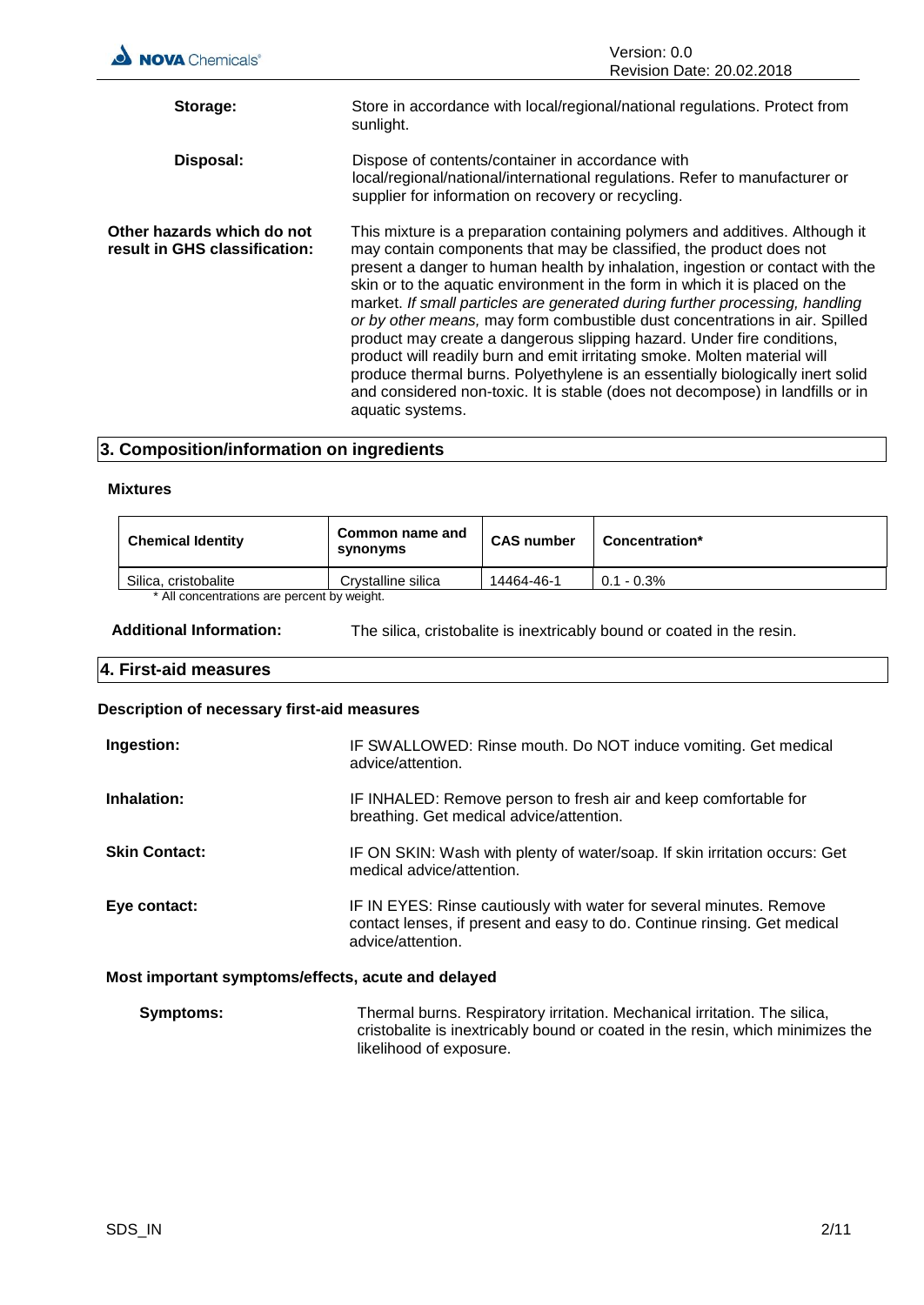**Storage:** Store in accordance with local/regional/national regulations. Protect from sunlight.

**Disposal:** Dispose of contents/container in accordance with local/regional/national/international regulations. Refer to manufacturer or supplier for information on recovery or recycling.

**Other hazards which do not result in GHS classification:** This mixture is a preparation containing polymers and additives. Although it may contain components that may be classified, the product does not present a danger to human health by inhalation, ingestion or contact with the skin or to the aquatic environment in the form in which it is placed on the market. *If small particles are generated during further processing, handling or by other means,* may form combustible dust concentrations in air. Spilled product may create a dangerous slipping hazard. Under fire conditions, product will readily burn and emit irritating smoke. Molten material will produce thermal burns. Polyethylene is an essentially biologically inert solid and considered non-toxic. It is stable (does not decompose) in landfills or in aquatic systems.

## 3. Composition/information on ingredients

**Mixtures**

| Chemical Identity | Common name and synonyms | CAS number | Concentration* |
|---|---|---|---|
| Silica, cristobalite | Crystalline silica | 14464-46-1 | 0.1 - 0.3% |

* All concentrations are percent by weight.

**Additional Information:** The silica, cristobalite is inextricably bound or coated in the resin.

## 4. First-aid measures

**Description of necessary first-aid measures**

**Ingestion:** IF SWALLOWED: Rinse mouth. Do NOT induce vomiting. Get medical advice/attention.

**Inhalation:** IF INHALED: Remove person to fresh air and keep comfortable for breathing. Get medical advice/attention.

**Skin Contact:** IF ON SKIN: Wash with plenty of water/soap. If skin irritation occurs: Get medical advice/attention.

**Eye contact:** IF IN EYES: Rinse cautiously with water for several minutes. Remove contact lenses, if present and easy to do. Continue rinsing. Get medical advice/attention.

**Most important symptoms/effects, acute and delayed**

**Symptoms:** Thermal burns. Respiratory irritation. Mechanical irritation. The silica, cristobalite is inextricably bound or coated in the resin, which minimizes the likelihood of exposure.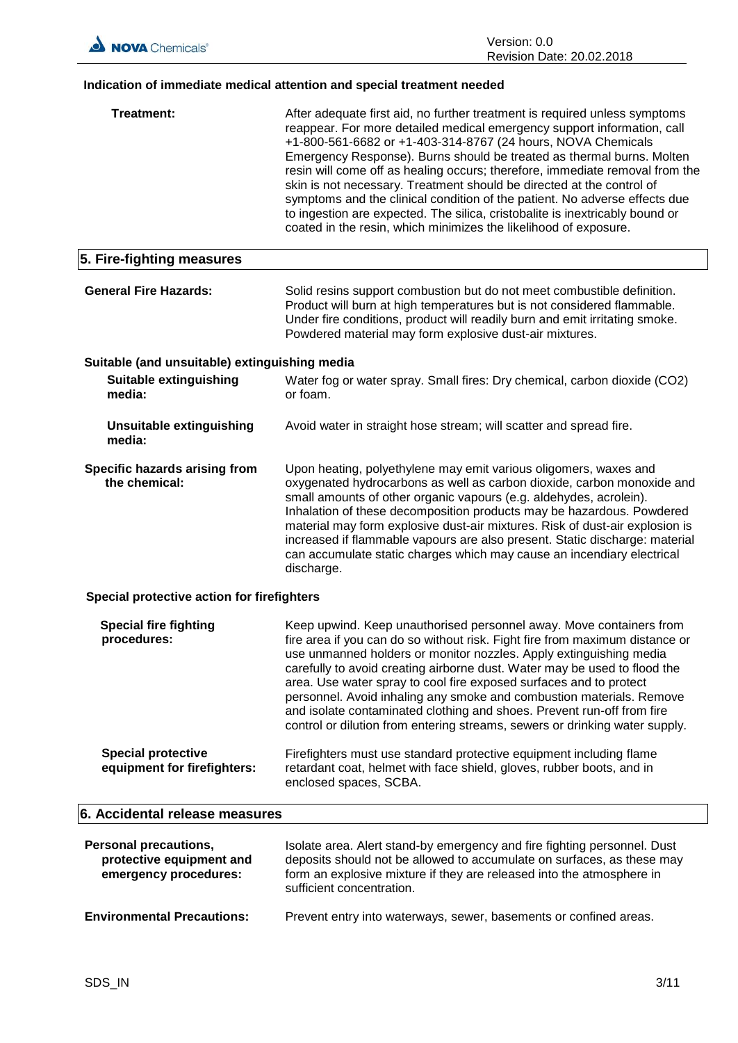### Indication of immediate medical attention and special treatment needed

**Treatment:** After adequate first aid, no further treatment is required unless symptoms reappear. For more detailed medical emergency support information, call +1-800-561-6682 or +1-403-314-8767 (24 hours, NOVA Chemicals Emergency Response). Burns should be treated as thermal burns. Molten resin will come off as healing occurs; therefore, immediate removal from the skin is not necessary. Treatment should be directed at the control of symptoms and the clinical condition of the patient. No adverse effects due to ingestion are expected. The silica, cristobalite is inextricably bound or coated in the resin, which minimizes the likelihood of exposure.

## 5. Fire-fighting measures

**General Fire Hazards:** Solid resins support combustion but do not meet combustible definition. Product will burn at high temperatures but is not considered flammable. Under fire conditions, product will readily burn and emit irritating smoke. Powdered material may form explosive dust-air mixtures.

### Suitable (and unsuitable) extinguishing media

**Suitable extinguishing media:** Water fog or water spray. Small fires: Dry chemical, carbon dioxide ($CO_2$) or foam.

**Unsuitable extinguishing media:** Avoid water in straight hose stream; will scatter and spread fire.

**Specific hazards arising from the chemical:** Upon heating, polyethylene may emit various oligomers, waxes and oxygenated hydrocarbons as well as carbon dioxide, carbon monoxide and small amounts of other organic vapours (e.g. aldehydes, acrolein). Inhalation of these decomposition products may be hazardous. Powdered material may form explosive dust-air mixtures. Risk of dust-air explosion is increased if flammable vapours are also present. Static discharge: material can accumulate static charges which may cause an incendiary electrical discharge.

### Special protective action for firefighters

**Special fire fighting procedures:** Keep upwind. Keep unauthorised personnel away. Move containers from fire area if you can do so without risk. Fight fire from maximum distance or use unmanned holders or monitor nozzles. Apply extinguishing media carefully to avoid creating airborne dust. Water may be used to flood the area. Use water spray to cool fire exposed surfaces and to protect personnel. Avoid inhaling any smoke and combustion materials. Remove and isolate contaminated clothing and shoes. Prevent run-off from fire control or dilution from entering streams, sewers or drinking water supply.

**Special protective equipment for firefighters:** Firefighters must use standard protective equipment including flame retardant coat, helmet with face shield, gloves, rubber boots, and in enclosed spaces, SCBA.

## 6. Accidental release measures

**Personal precautions, protective equipment and emergency procedures:** Isolate area. Alert stand-by emergency and fire fighting personnel. Dust deposits should not be allowed to accumulate on surfaces, as these may form an explosive mixture if they are released into the atmosphere in sufficient concentration.

**Environmental Precautions:** Prevent entry into waterways, sewer, basements or confined areas.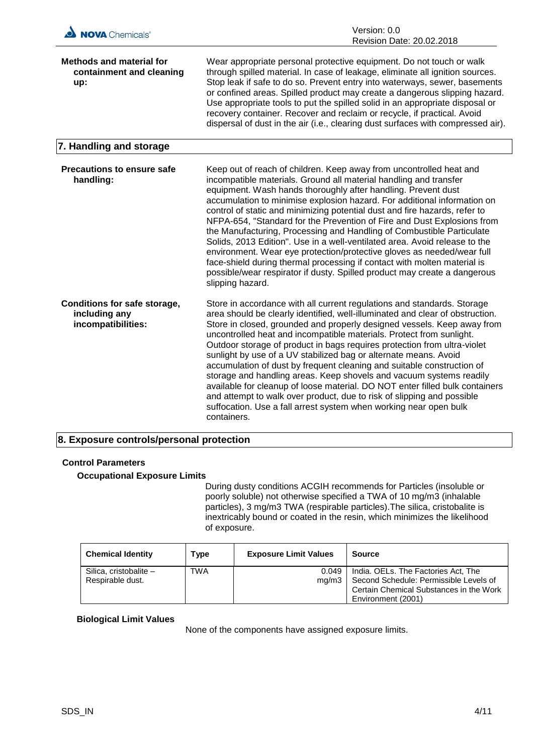**Methods and material for containment and cleaning up:**

Wear appropriate personal protective equipment. Do not touch or walk through spilled material. In case of leakage, eliminate all ignition sources. Stop leak if safe to do so. Prevent entry into waterways, sewer, basements or confined areas. Spilled product may create a dangerous slipping hazard. Use appropriate tools to put the spilled solid in an appropriate disposal or recovery container. Recover and reclaim or recycle, if practical. Avoid dispersal of dust in the air (i.e., clearing dust surfaces with compressed air).

## 7. Handling and storage

**Precautions to ensure safe handling:**

Keep out of reach of children. Keep away from uncontrolled heat and incompatible materials. Ground all material handling and transfer equipment. Wash hands thoroughly after handling. Prevent dust accumulation to minimise explosion hazard. For additional information on control of static and minimizing potential dust and fire hazards, refer to NFPA-654, "Standard for the Prevention of Fire and Dust Explosions from the Manufacturing, Processing and Handling of Combustible Particulate Solids, 2013 Edition". Use in a well-ventilated area. Avoid release to the environment. Wear eye protection/protective gloves as needed/wear full face-shield during thermal processing if contact with molten material is possible/wear respirator if dusty. Spilled product may create a dangerous slipping hazard.

**Conditions for safe storage, including any incompatibilities:**

Store in accordance with all current regulations and standards. Storage area should be clearly identified, well-illuminated and clear of obstruction. Store in closed, grounded and properly designed vessels. Keep away from uncontrolled heat and incompatible materials. Protect from sunlight. Outdoor storage of product in bags requires protection from ultra-violet sunlight by use of a UV stabilized bag or alternate means. Avoid accumulation of dust by frequent cleaning and suitable construction of storage and handling areas. Keep shovels and vacuum systems readily available for cleanup of loose material. DO NOT enter filled bulk containers and attempt to walk over product, due to risk of slipping and possible suffocation. Use a fall arrest system when working near open bulk containers.

## 8. Exposure controls/personal protection

### Control Parameters

#### Occupational Exposure Limits

During dusty conditions ACGIH recommends for Particles (insoluble or poorly soluble) not otherwise specified a TWA of 10 mg/m3 (inhalable particles), 3 mg/m3 TWA (respirable particles).The silica, cristobalite is inextricably bound or coated in the resin, which minimizes the likelihood of exposure.

| Chemical Identity | Type | Exposure Limit Values | Source |
|---|---|---|---|
| Silica, cristobalite – Respirable dust. | TWA | 0.049 mg/m3 | India. OELs. The Factories Act, The Second Schedule: Permissible Levels of Certain Chemical Substances in the Work Environment (2001) |

#### Biological Limit Values

None of the components have assigned exposure limits.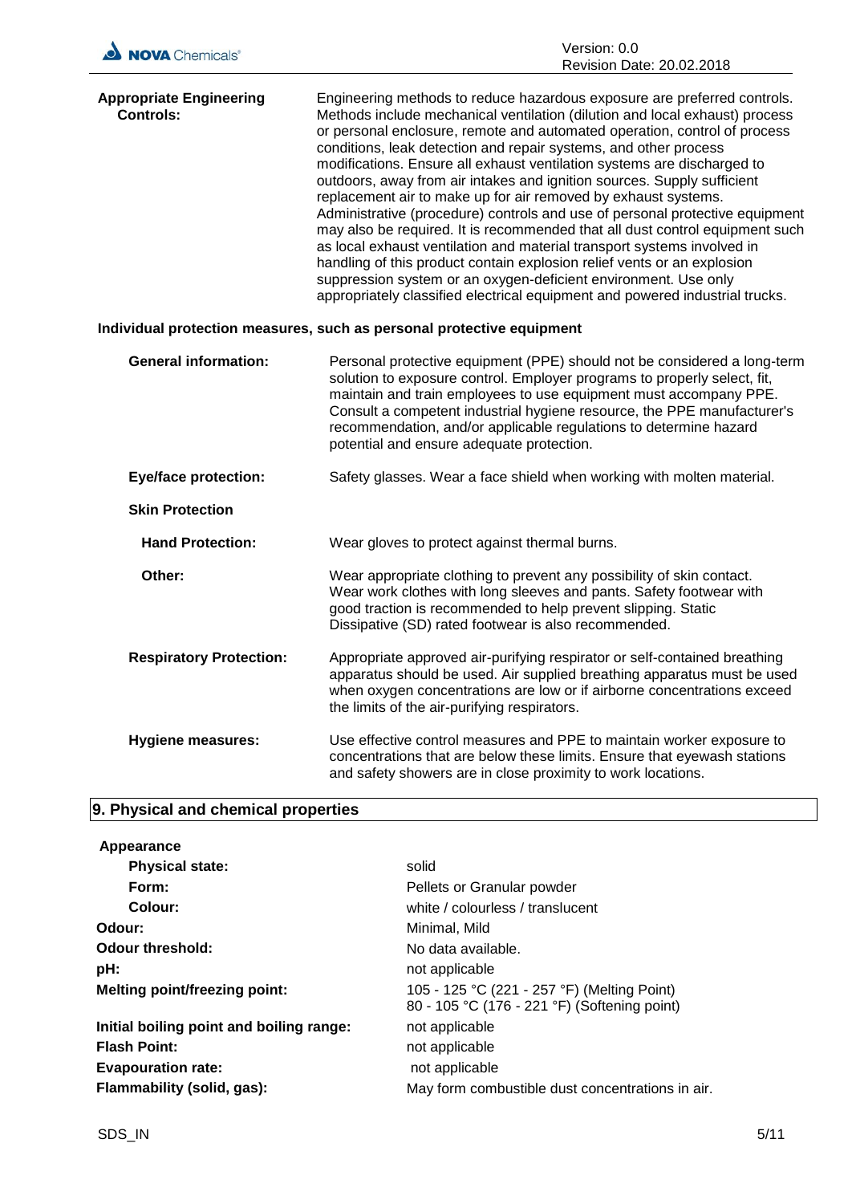**Appropriate Engineering Controls:** Engineering methods to reduce hazardous exposure are preferred controls. Methods include mechanical ventilation (dilution and local exhaust) process or personal enclosure, remote and automated operation, control of process conditions, leak detection and repair systems, and other process modifications. Ensure all exhaust ventilation systems are discharged to outdoors, away from air intakes and ignition sources. Supply sufficient replacement air to make up for air removed by exhaust systems. Administrative (procedure) controls and use of personal protective equipment may also be required. It is recommended that all dust control equipment such as local exhaust ventilation and material transport systems involved in handling of this product contain explosion relief vents or an explosion suppression system or an oxygen-deficient environment. Use only appropriately classified electrical equipment and powered industrial trucks.

**Individual protection measures, such as personal protective equipment**

**General information:** Personal protective equipment (PPE) should not be considered a long-term solution to exposure control. Employer programs to properly select, fit, maintain and train employees to use equipment must accompany PPE. Consult a competent industrial hygiene resource, the PPE manufacturer's recommendation, and/or applicable regulations to determine hazard potential and ensure adequate protection.

**Eye/face protection:** Safety glasses. Wear a face shield when working with molten material.

**Skin Protection**

**Hand Protection:** Wear gloves to protect against thermal burns.

**Other:** Wear appropriate clothing to prevent any possibility of skin contact. Wear work clothes with long sleeves and pants. Safety footwear with good traction is recommended to help prevent slipping. Static Dissipative (SD) rated footwear is also recommended.

**Respiratory Protection:** Appropriate approved air-purifying respirator or self-contained breathing apparatus should be used. Air supplied breathing apparatus must be used when oxygen concentrations are low or if airborne concentrations exceed the limits of the air-purifying respirators.

**Hygiene measures:** Use effective control measures and PPE to maintain worker exposure to concentrations that are below these limits. Ensure that eyewash stations and safety showers are in close proximity to work locations.

## 9. Physical and chemical properties

**Appearance**

| | |
|---|---|
| **Physical state:** | solid |
| **Form:** | Pellets or Granular powder |
| **Colour:** | white / colourless / translucent |
| **Odour:** | Minimal, Mild |
| **Odour threshold:** | No data available. |
| **pH:** | not applicable |
| **Melting point/freezing point:** | 105 - 125 °C (221 - 257 °F) (Melting Point)<br>80 - 105 °C (176 - 221 °F) (Softening point) |
| **Initial boiling point and boiling range:** | not applicable |
| **Flash Point:** | not applicable |
| **Evapouration rate:** | not applicable |
| **Flammability (solid, gas):** | May form combustible dust concentrations in air. |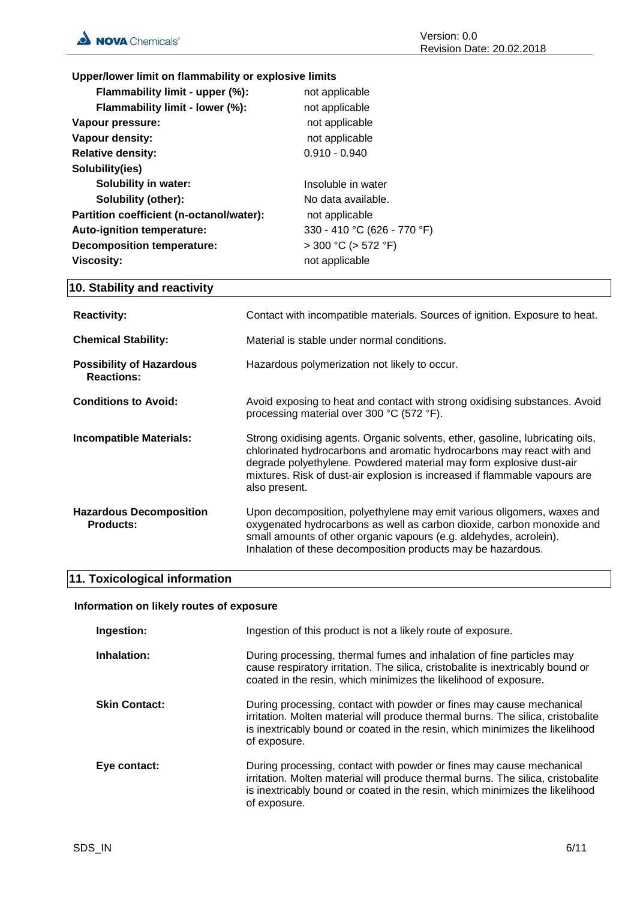**Upper/lower limit on flammability or explosive limits**

| | |
|---|---|
| **Flammability limit - upper (%):** | not applicable |
| **Flammability limit - lower (%):** | not applicable |
| **Vapour pressure:** | not applicable |
| **Vapour density:** | not applicable |
| **Relative density:** | 0.910 - 0.940 |
| **Solubility(ies)** | |
| **Solubility in water:** | Insoluble in water |
| **Solubility (other):** | No data available. |
| **Partition coefficient (n-octanol/water):** | not applicable |
| **Auto-ignition temperature:** | 330 - 410 °C (626 - 770 °F) |
| **Decomposition temperature:** | > 300 °C (> 572 °F) |
| **Viscosity:** | not applicable |

## 10. Stability and reactivity

**Reactivity:** Contact with incompatible materials. Sources of ignition. Exposure to heat.

**Chemical Stability:** Material is stable under normal conditions.

**Possibility of Hazardous Reactions:** Hazardous polymerization not likely to occur.

**Conditions to Avoid:** Avoid exposing to heat and contact with strong oxidising substances. Avoid processing material over 300 °C (572 °F).

**Incompatible Materials:** Strong oxidising agents. Organic solvents, ether, gasoline, lubricating oils, chlorinated hydrocarbons and aromatic hydrocarbons may react with and degrade polyethylene. Powdered material may form explosive dust-air mixtures. Risk of dust-air explosion is increased if flammable vapours are also present.

**Hazardous Decomposition Products:** Upon decomposition, polyethylene may emit various oligomers, waxes and oxygenated hydrocarbons as well as carbon dioxide, carbon monoxide and small amounts of other organic vapours (e.g. aldehydes, acrolein). Inhalation of these decomposition products may be hazardous.

## 11. Toxicological information

**Information on likely routes of exposure**

**Ingestion:** Ingestion of this product is not a likely route of exposure.

**Inhalation:** During processing, thermal fumes and inhalation of fine particles may cause respiratory irritation. The silica, cristobalite is inextricably bound or coated in the resin, which minimizes the likelihood of exposure.

**Skin Contact:** During processing, contact with powder or fines may cause mechanical irritation. Molten material will produce thermal burns. The silica, cristobalite is inextricably bound or coated in the resin, which minimizes the likelihood of exposure.

**Eye contact:** During processing, contact with powder or fines may cause mechanical irritation. Molten material will produce thermal burns. The silica, cristobalite is inextricably bound or coated in the resin, which minimizes the likelihood of exposure.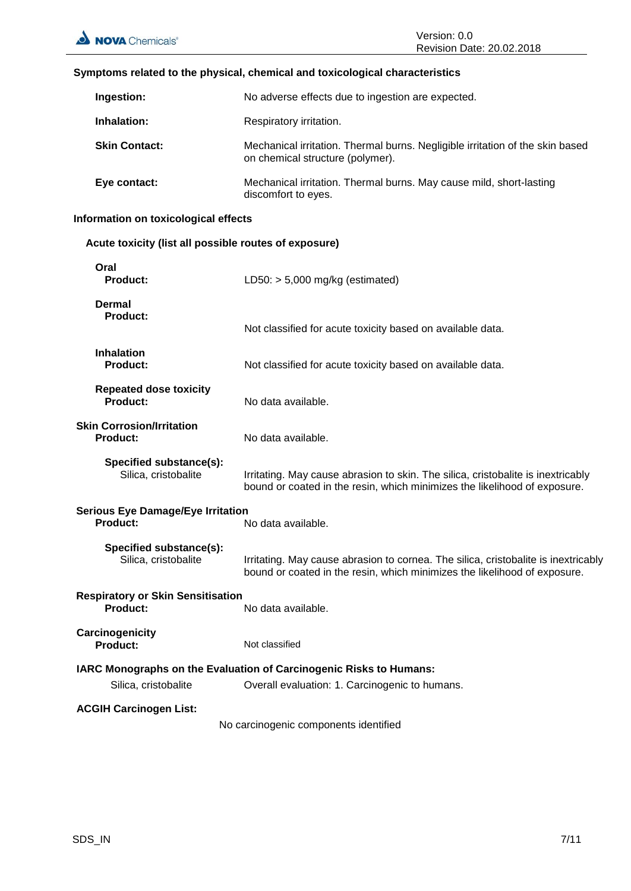### Symptoms related to the physical, chemical and toxicological characteristics

**Ingestion:** No adverse effects due to ingestion are expected.

**Inhalation:** Respiratory irritation.

**Skin Contact:** Mechanical irritation. Thermal burns. Negligible irritation of the skin based on chemical structure (polymer).

**Eye contact:** Mechanical irritation. Thermal burns. May cause mild, short-lasting discomfort to eyes.

### Information on toxicological effects

#### Acute toxicity (list all possible routes of exposure)

**Oral**
**Product:** LD50: > 5,000 mg/kg (estimated)

**Dermal**
**Product:** Not classified for acute toxicity based on available data.

**Inhalation**
**Product:** Not classified for acute toxicity based on available data.

**Repeated dose toxicity**
**Product:** No data available.

**Skin Corrosion/Irritation**
**Product:** No data available.

**Specified substance(s):**
Silica, cristobalite: Irritating. May cause abrasion to skin. The silica, cristobalite is inextricably bound or coated in the resin, which minimizes the likelihood of exposure.

**Serious Eye Damage/Eye Irritation**
**Product:** No data available.

**Specified substance(s):**
Silica, cristobalite: Irritating. May cause abrasion to cornea. The silica, cristobalite is inextricably bound or coated in the resin, which minimizes the likelihood of exposure.

**Respiratory or Skin Sensitisation**
**Product:** No data available.

**Carcinogenicity**
**Product:** Not classified

**IARC Monographs on the Evaluation of Carcinogenic Risks to Humans:**
Silica, cristobalite: Overall evaluation: 1. Carcinogenic to humans.

**ACGIH Carcinogen List:**
No carcinogenic components identified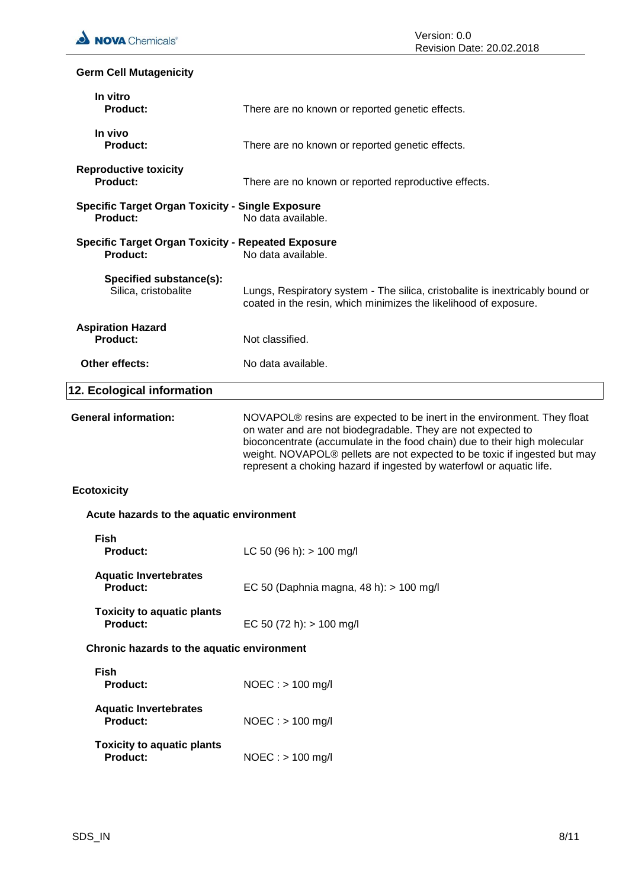**Germ Cell Mutagenicity**

**In vitro**

**Product:** There are no known or reported genetic effects.

**In vivo**

**Product:** There are no known or reported genetic effects.

**Reproductive toxicity**

**Product:** There are no known or reported reproductive effects.

**Specific Target Organ Toxicity - Single Exposure**

**Product:** No data available.

**Specific Target Organ Toxicity - Repeated Exposure**

**Product:** No data available.

**Specified substance(s):**

Silica, cristobalite: Lungs, Respiratory system - The silica, cristobalite is inextricably bound or coated in the resin, which minimizes the likelihood of exposure.

**Aspiration Hazard**

**Product:** Not classified.

**Other effects:** No data available.

## 12. Ecological information

**General information:** NOVAPOL® resins are expected to be inert in the environment. They float on water and are not biodegradable. They are not expected to bioconcentrate (accumulate in the food chain) due to their high molecular weight. NOVAPOL® pellets are not expected to be toxic if ingested but may represent a choking hazard if ingested by waterfowl or aquatic life.

**Ecotoxicity**

**Acute hazards to the aquatic environment**

**Fish**

**Product:** LC 50 (96 h): > 100 mg/l

**Aquatic Invertebrates**

**Product:** EC 50 (Daphnia magna, 48 h): > 100 mg/l

**Toxicity to aquatic plants**

**Product:** EC 50 (72 h): > 100 mg/l

**Chronic hazards to the aquatic environment**

**Fish**

**Product:** NOEC : > 100 mg/l

**Aquatic Invertebrates**

**Product:** NOEC : > 100 mg/l

**Toxicity to aquatic plants**

**Product:** NOEC : > 100 mg/l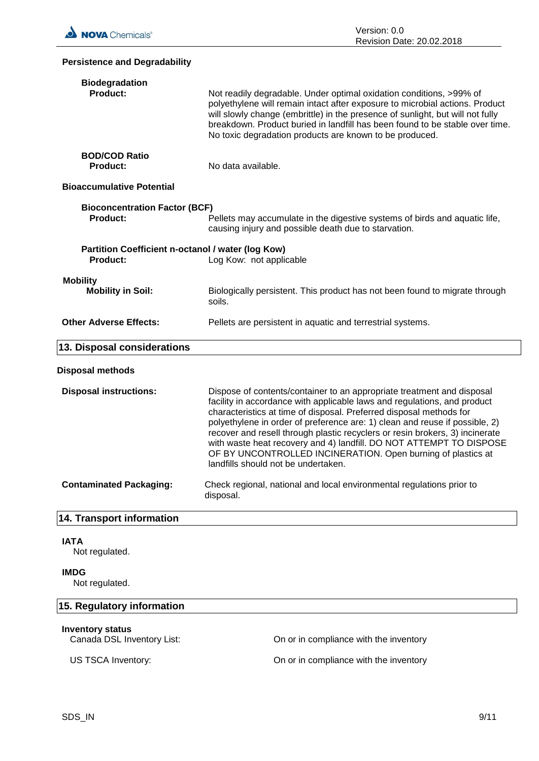### Persistence and Degradability

**Biodegradation**

**Product:** Not readily degradable. Under optimal oxidation conditions, >99% of polyethylene will remain intact after exposure to microbial actions. Product will slowly change (embrittle) in the presence of sunlight, but will not fully breakdown. Product buried in landfill has been found to be stable over time. No toxic degradation products are known to be produced.

**BOD/COD Ratio**

**Product:** No data available.

### Bioaccumulative Potential

**Bioconcentration Factor (BCF)**

**Product:** Pellets may accumulate in the digestive systems of birds and aquatic life, causing injury and possible death due to starvation.

**Partition Coefficient n-octanol / water (log Kow)**

**Product:** Log Kow: not applicable

### Mobility

**Mobility in Soil:** Biologically persistent. This product has not been found to migrate through soils.

**Other Adverse Effects:** Pellets are persistent in aquatic and terrestrial systems.

## 13. Disposal considerations

### Disposal methods

**Disposal instructions:** Dispose of contents/container to an appropriate treatment and disposal facility in accordance with applicable laws and regulations, and product characteristics at time of disposal. Preferred disposal methods for polyethylene in order of preference are: 1) clean and reuse if possible, 2) recover and resell through plastic recyclers or resin brokers, 3) incinerate with waste heat recovery and 4) landfill. DO NOT ATTEMPT TO DISPOSE OF BY UNCONTROLLED INCINERATION. Open burning of plastics at landfills should not be undertaken.

**Contaminated Packaging:** Check regional, national and local environmental regulations prior to disposal.

## 14. Transport information

**IATA**

Not regulated.

**IMDG**

Not regulated.

## 15. Regulatory information

**Inventory status**

| | |
|---|---|
| Canada DSL Inventory List: | On or in compliance with the inventory |
| US TSCA Inventory: | On or in compliance with the inventory |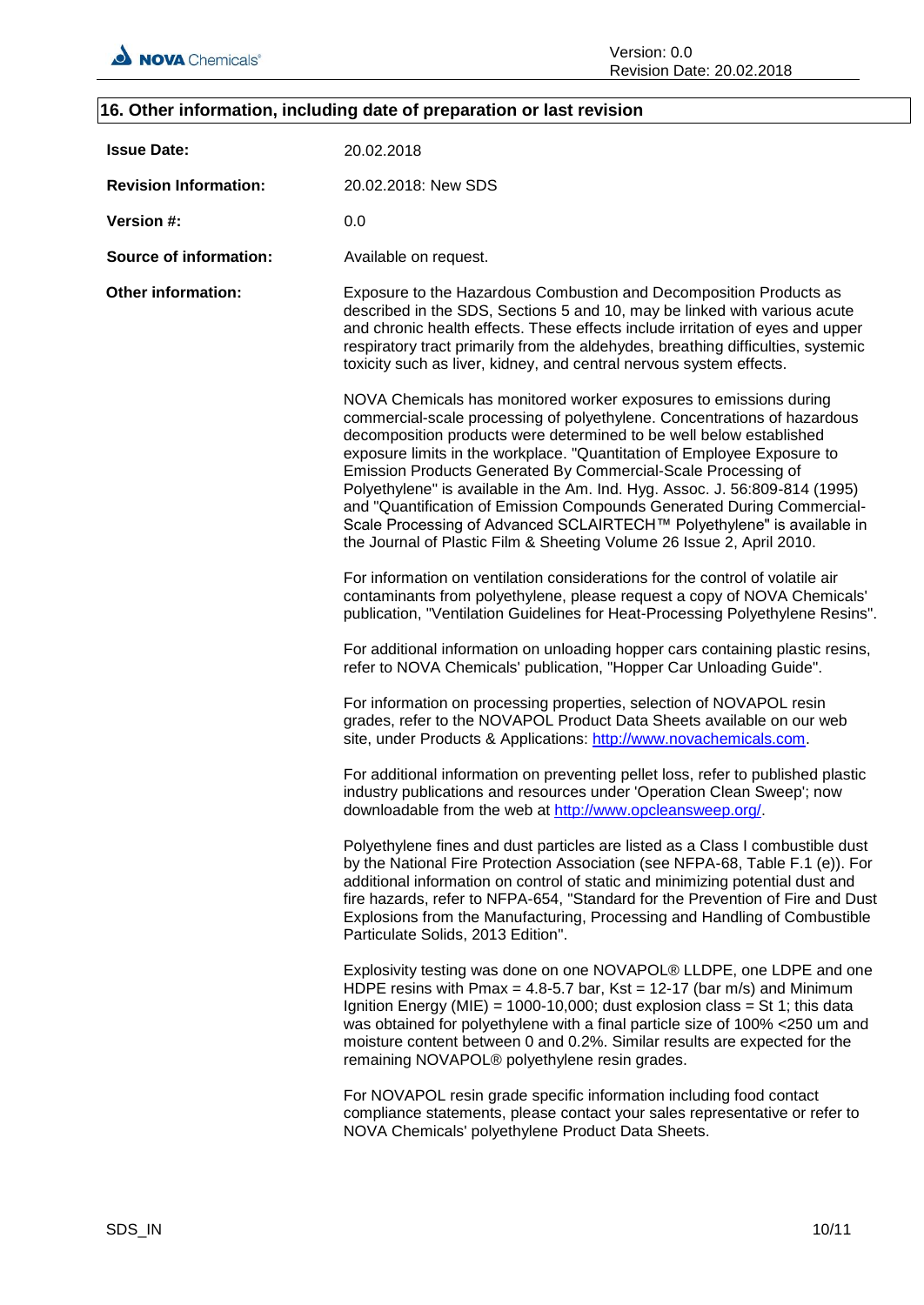## 16. Other information, including date of preparation or last revision

**Issue Date:** 20.02.2018

**Revision Information:** 20.02.2018: New SDS

**Version #:** 0.0

**Source of information:** Available on request.

**Other information:**

Exposure to the Hazardous Combustion and Decomposition Products as described in the SDS, Sections 5 and 10, may be linked with various acute and chronic health effects. These effects include irritation of eyes and upper respiratory tract primarily from the aldehydes, breathing difficulties, systemic toxicity such as liver, kidney, and central nervous system effects.

NOVA Chemicals has monitored worker exposures to emissions during commercial-scale processing of polyethylene. Concentrations of hazardous decomposition products were determined to be well below established exposure limits in the workplace. "Quantitation of Employee Exposure to Emission Products Generated By Commercial-Scale Processing of Polyethylene" is available in the Am. Ind. Hyg. Assoc. J. 56:809-814 (1995) and "Quantification of Emission Compounds Generated During Commercial-Scale Processing of Advanced SCLAIRTECH™ Polyethylene" is available in the Journal of Plastic Film & Sheeting Volume 26 Issue 2, April 2010.

For information on ventilation considerations for the control of volatile air contaminants from polyethylene, please request a copy of NOVA Chemicals' publication, "Ventilation Guidelines for Heat-Processing Polyethylene Resins".

For additional information on unloading hopper cars containing plastic resins, refer to NOVA Chemicals' publication, "Hopper Car Unloading Guide".

For information on processing properties, selection of NOVAPOL resin grades, refer to the NOVAPOL Product Data Sheets available on our web site, under Products & Applications: http://www.novachemicals.com.

For additional information on preventing pellet loss, refer to published plastic industry publications and resources under 'Operation Clean Sweep'; now downloadable from the web at http://www.opcleansweep.org/.

Polyethylene fines and dust particles are listed as a Class I combustible dust by the National Fire Protection Association (see NFPA-68, Table F.1 (e)). For additional information on control of static and minimizing potential dust and fire hazards, refer to NFPA-654, "Standard for the Prevention of Fire and Dust Explosions from the Manufacturing, Processing and Handling of Combustible Particulate Solids, 2013 Edition".

Explosivity testing was done on one NOVAPOL® LLDPE, one LDPE and one HDPE resins with Pmax = 4.8-5.7 bar, Kst = 12-17 (bar m/s) and Minimum Ignition Energy (MIE) = 1000-10,000; dust explosion class = St 1; this data was obtained for polyethylene with a final particle size of 100% <250 um and moisture content between 0 and 0.2%. Similar results are expected for the remaining NOVAPOL® polyethylene resin grades.

For NOVAPOL resin grade specific information including food contact compliance statements, please contact your sales representative or refer to NOVA Chemicals' polyethylene Product Data Sheets.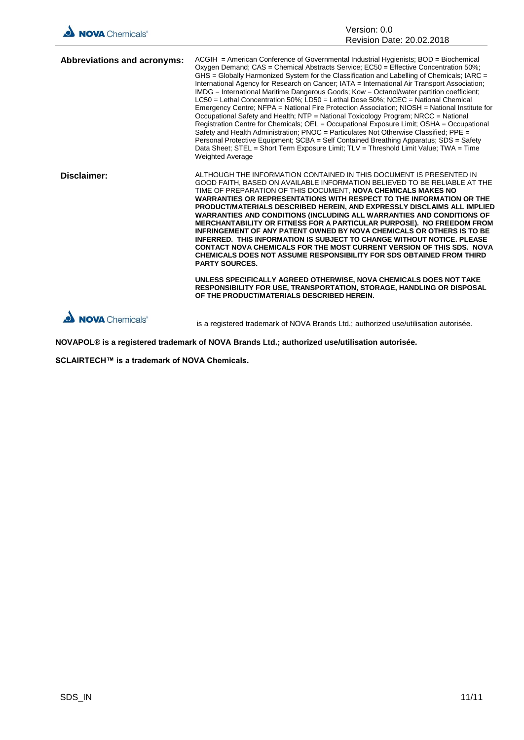**Abbreviations and acronyms:**

ACGIH = American Conference of Governmental Industrial Hygienists; BOD = Biochemical Oxygen Demand; CAS = Chemical Abstracts Service; EC50 = Effective Concentration 50%; GHS = Globally Harmonized System for the Classification and Labelling of Chemicals; IARC = International Agency for Research on Cancer; IATA = International Air Transport Association; IMDG = International Maritime Dangerous Goods; Kow = Octanol/water partition coefficient; LC50 = Lethal Concentration 50%; LD50 = Lethal Dose 50%; NCEC = National Chemical Emergency Centre; NFPA = National Fire Protection Association; NIOSH = National Institute for Occupational Safety and Health; NTP = National Toxicology Program; NRCC = National Registration Centre for Chemicals; OEL = Occupational Exposure Limit; OSHA = Occupational Safety and Health Administration; PNOC = Particulates Not Otherwise Classified; PPE = Personal Protective Equipment; SCBA = Self Contained Breathing Apparatus; SDS = Safety Data Sheet; STEL = Short Term Exposure Limit; TLV = Threshold Limit Value; TWA = Time Weighted Average

**Disclaimer:**

ALTHOUGH THE INFORMATION CONTAINED IN THIS DOCUMENT IS PRESENTED IN GOOD FAITH, BASED ON AVAILABLE INFORMATION BELIEVED TO BE RELIABLE AT THE TIME OF PREPARATION OF THIS DOCUMENT, **NOVA CHEMICALS MAKES NO WARRANTIES OR REPRESENTATIONS WITH RESPECT TO THE INFORMATION OR THE PRODUCT/MATERIALS DESCRIBED HEREIN, AND EXPRESSLY DISCLAIMS ALL IMPLIED WARRANTIES AND CONDITIONS (INCLUDING ALL WARRANTIES AND CONDITIONS OF MERCHANTABILITY OR FITNESS FOR A PARTICULAR PURPOSE). NO FREEDOM FROM INFRINGEMENT OF ANY PATENT OWNED BY NOVA CHEMICALS OR OTHERS IS TO BE INFERRED. THIS INFORMATION IS SUBJECT TO CHANGE WITHOUT NOTICE. PLEASE CONTACT NOVA CHEMICALS FOR THE MOST CURRENT VERSION OF THIS SDS. NOVA CHEMICALS DOES NOT ASSUME RESPONSIBILITY FOR SDS OBTAINED FROM THIRD PARTY SOURCES.**

**UNLESS SPECIFICALLY AGREED OTHERWISE, NOVA CHEMICALS DOES NOT TAKE RESPONSIBILITY FOR USE, TRANSPORTATION, STORAGE, HANDLING OR DISPOSAL OF THE PRODUCT/MATERIALS DESCRIBED HEREIN.**

NOVA Chemicals® is a registered trademark of NOVA Brands Ltd.; authorized use/utilisation autorisée.

**NOVAPOL® is a registered trademark of NOVA Brands Ltd.; authorized use/utilisation autorisée.**

**SCLAIRTECH™ is a trademark of NOVA Chemicals.**